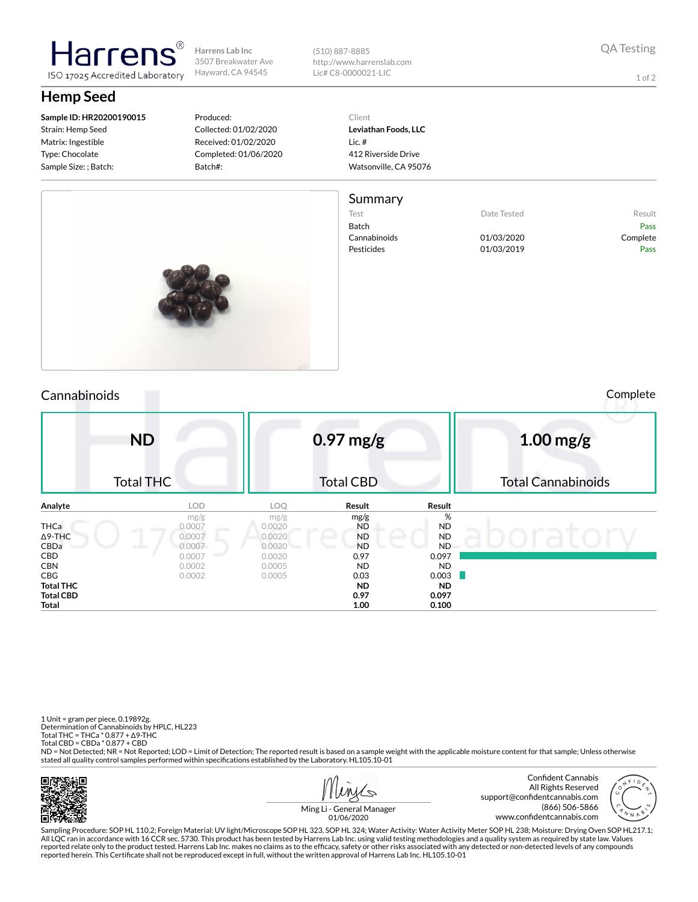# Harrens

ISO 17025 Accredited Laboratory

Harrens Lab Inc
3507 Breakwater Ave
Hayward, CA 94545

(510) 887-8885
http://www.harrenslab.com
Lic# C8-0000021-LIC

QA Testing

## Hemp Seed

**Sample ID: HR20200190015**
Strain: Hemp Seed
Matrix: Ingestible
Type: Chocolate
Sample Size: ; Batch:

Produced:
Collected: 01/02/2020
Received: 01/02/2020
Completed: 01/06/2020
Batch#:

Client
**Leviathan Foods, LLC**
Lic. #
412 Riverside Drive
Watsonville, CA 95076

### Summary

| Test | Date Tested | Result |
|---|---|---|
| Batch | | Pass |
| Cannabinoids | 01/03/2020 | Complete |
| Pesticides | 01/03/2019 | Pass |

## Cannabinoids

Complete

| ND | 0.97 mg/g | 1.00 mg/g |
|---|---|---|
| Total THC | Total CBD | Total Cannabinoids |

| Analyte | LOD | LOQ | Result | Result |
|---|---|---|---|---|
| | mg/g | mg/g | mg/g | % |
| THCa | 0.0007 | 0.0020 | ND | ND |
| Δ9-THC | 0.0007 | 0.0020 | ND | ND |
| CBDa | 0.0007 | 0.0020 | ND | ND |
| CBD | 0.0007 | 0.0020 | 0.97 | 0.097 |
| CBN | 0.0002 | 0.0005 | ND | ND |
| CBG | 0.0002 | 0.0005 | 0.03 | 0.003 |
| **Total THC** | | | **ND** | **ND** |
| **Total CBD** | | | **0.97** | **0.097** |
| **Total** | | | **1.00** | **0.100** |

1 Unit = gram per piece, 0.19892g.
Determination of Cannabinoids by HPLC, HL223
Total THC = THCa * 0.877 + Δ9-THC
Total CBD = CBDa * 0.877 + CBD
ND = Not Detected; NR = Not Reported; LOD = Limit of Detection; The reported result is based on a sample weight with the applicable moisture content for that sample; Unless otherwise stated all quality control samples performed within specifications established by the Laboratory. HL105.10-01

Ming Li - General Manager
01/06/2020

Confident Cannabis
All Rights Reserved
support@confidentcannabis.com
(866) 506-5866
www.confidentcannabis.com

Sampling Procedure: SOP HL 110.2; Foreign Material: UV light/Microscope SOP HL 323, SOP HL 324; Water Activity: Water Activity Meter SOP HL 238; Moisture: Drying Oven SOP HL217.1; All LQC ran in accordance with 16 CCR sec. 5730. This product has been tested by Harrens Lab Inc. using valid testing methodologies and a quality system as required by state law. Values reported relate only to the product tested. Harrens Lab Inc. makes no claims as to the efficacy, safety or other risks associated with any detected or non-detected levels of any compounds reported herein. This Certificate shall not be reproduced except in full, without the written approval of Harrens Lab Inc. HL105.10-01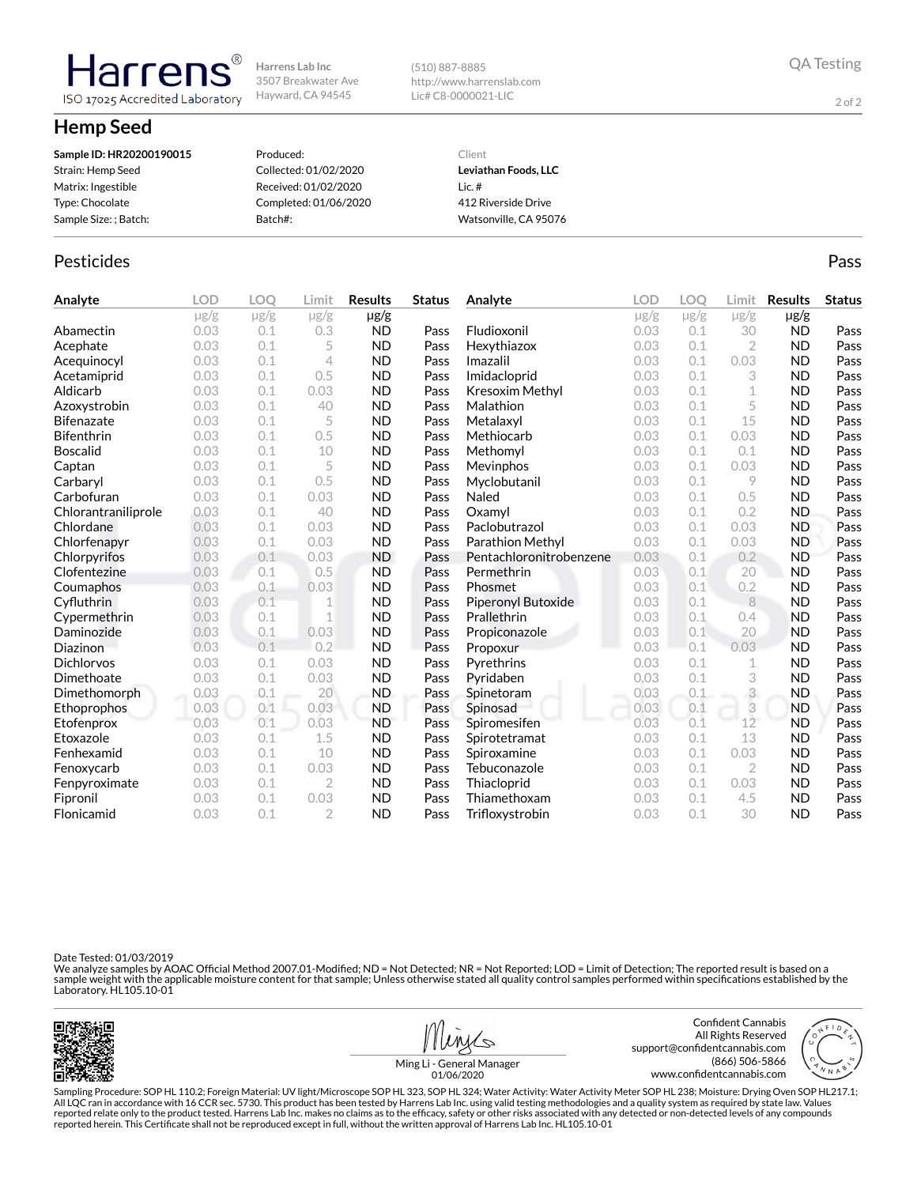Harrens®
ISO 17025 Accredited Laboratory

Harrens Lab Inc
3507 Breakwater Ave
Hayward, CA 94545

(510) 887-8885
http://www.harrenslab.com
Lic# C8-0000021-LIC

QA Testing

# Hemp Seed

| | | |
|---|---|---|
| **Sample ID: HR20200190015** | Produced: | Client |
| Strain: Hemp Seed | Collected: 01/02/2020 | **Leviathan Foods, LLC** |
| Matrix: Ingestible | Received: 01/02/2020 | Lic. # |
| Type: Chocolate | Completed: 01/06/2020 | 412 Riverside Drive |
| Sample Size: ; Batch: | Batch#: | Watsonville, CA 95076 |

## Pesticides

Pass

| Analyte | LOD | LOQ | Limit | Results | Status |
|---|---|---|---|---|---|
| | μg/g | μg/g | μg/g | μg/g | |
| Abamectin | 0.03 | 0.1 | 0.3 | ND | Pass |
| Acephate | 0.03 | 0.1 | 5 | ND | Pass |
| Acequinocyl | 0.03 | 0.1 | 4 | ND | Pass |
| Acetamiprid | 0.03 | 0.1 | 0.5 | ND | Pass |
| Aldicarb | 0.03 | 0.1 | 0.03 | ND | Pass |
| Azoxystrobin | 0.03 | 0.1 | 40 | ND | Pass |
| Bifenazate | 0.03 | 0.1 | 5 | ND | Pass |
| Bifenthrin | 0.03 | 0.1 | 0.5 | ND | Pass |
| Boscalid | 0.03 | 0.1 | 10 | ND | Pass |
| Captan | 0.03 | 0.1 | 5 | ND | Pass |
| Carbaryl | 0.03 | 0.1 | 0.5 | ND | Pass |
| Carbofuran | 0.03 | 0.1 | 0.03 | ND | Pass |
| Chlorantraniliprole | 0.03 | 0.1 | 40 | ND | Pass |
| Chlordane | 0.03 | 0.1 | 0.03 | ND | Pass |
| Chlorfenapyr | 0.03 | 0.1 | 0.03 | ND | Pass |
| Chlorpyrifos | 0.03 | 0.1 | 0.03 | ND | Pass |
| Clofentezine | 0.03 | 0.1 | 0.5 | ND | Pass |
| Coumaphos | 0.03 | 0.1 | 0.03 | ND | Pass |
| Cyfluthrin | 0.03 | 0.1 | 1 | ND | Pass |
| Cypermethrin | 0.03 | 0.1 | 1 | ND | Pass |
| Daminozide | 0.03 | 0.1 | 0.03 | ND | Pass |
| Diazinon | 0.03 | 0.1 | 0.2 | ND | Pass |
| Dichlorvos | 0.03 | 0.1 | 0.03 | ND | Pass |
| Dimethoate | 0.03 | 0.1 | 0.03 | ND | Pass |
| Dimethomorph | 0.03 | 0.1 | 20 | ND | Pass |
| Ethoprophos | 0.03 | 0.1 | 0.03 | ND | Pass |
| Etofenprox | 0.03 | 0.1 | 0.03 | ND | Pass |
| Etoxazole | 0.03 | 0.1 | 1.5 | ND | Pass |
| Fenhexamid | 0.03 | 0.1 | 10 | ND | Pass |
| Fenoxycarb | 0.03 | 0.1 | 0.03 | ND | Pass |
| Fenpyroximate | 0.03 | 0.1 | 2 | ND | Pass |
| Fipronil | 0.03 | 0.1 | 0.03 | ND | Pass |
| Flonicamid | 0.03 | 0.1 | 2 | ND | Pass |
| Fludioxonil | 0.03 | 0.1 | 30 | ND | Pass |
| Hexythiazox | 0.03 | 0.1 | 2 | ND | Pass |
| Imazalil | 0.03 | 0.1 | 0.03 | ND | Pass |
| Imidacloprid | 0.03 | 0.1 | 3 | ND | Pass |
| Kresoxim Methyl | 0.03 | 0.1 | 1 | ND | Pass |
| Malathion | 0.03 | 0.1 | 5 | ND | Pass |
| Metalaxyl | 0.03 | 0.1 | 15 | ND | Pass |
| Methiocarb | 0.03 | 0.1 | 0.03 | ND | Pass |
| Methomyl | 0.03 | 0.1 | 0.1 | ND | Pass |
| Mevinphos | 0.03 | 0.1 | 0.03 | ND | Pass |
| Myclobutanil | 0.03 | 0.1 | 9 | ND | Pass |
| Naled | 0.03 | 0.1 | 0.5 | ND | Pass |
| Oxamyl | 0.03 | 0.1 | 0.2 | ND | Pass |
| Paclobutrazol | 0.03 | 0.1 | 0.03 | ND | Pass |
| Parathion Methyl | 0.03 | 0.1 | 0.03 | ND | Pass |
| Pentachloronitrobenzene | 0.03 | 0.1 | 0.2 | ND | Pass |
| Permethrin | 0.03 | 0.1 | 20 | ND | Pass |
| Phosmet | 0.03 | 0.1 | 0.2 | ND | Pass |
| Piperonyl Butoxide | 0.03 | 0.1 | 8 | ND | Pass |
| Prallethrin | 0.03 | 0.1 | 0.4 | ND | Pass |
| Propiconazole | 0.03 | 0.1 | 20 | ND | Pass |
| Propoxur | 0.03 | 0.1 | 0.03 | ND | Pass |
| Pyrethrins | 0.03 | 0.1 | 1 | ND | Pass |
| Pyridaben | 0.03 | 0.1 | 3 | ND | Pass |
| Spinetoram | 0.03 | 0.1 | 3 | ND | Pass |
| Spinosad | 0.03 | 0.1 | 3 | ND | Pass |
| Spiromesifen | 0.03 | 0.1 | 12 | ND | Pass |
| Spirotetramat | 0.03 | 0.1 | 13 | ND | Pass |
| Spiroxamine | 0.03 | 0.1 | 0.03 | ND | Pass |
| Tebuconazole | 0.03 | 0.1 | 2 | ND | Pass |
| Thiacloprid | 0.03 | 0.1 | 0.03 | ND | Pass |
| Thiamethoxam | 0.03 | 0.1 | 4.5 | ND | Pass |
| Trifloxystrobin | 0.03 | 0.1 | 30 | ND | Pass |

Date Tested: 01/03/2019
We analyze samples by AOAC Official Method 2007.01-Modified; ND = Not Detected; NR = Not Reported; LOD = Limit of Detection; The reported result is based on a sample weight with the applicable moisture content for that sample; Unless otherwise stated all quality control samples performed within specifications established by the Laboratory. HL105.10-01

Ming Li - General Manager
01/06/2020

Confident Cannabis
All Rights Reserved
support@confidentcannabis.com
(866) 506-5866
www.confidentcannabis.com

Sampling Procedure: SOP HL 110.2; Foreign Material: UV light/Microscope SOP HL 323, SOP HL 324; Water Activity: Water Activity Meter SOP HL 238; Moisture: Drying Oven SOP HL217.1; All LQC ran in accordance with 16 CCR sec. 5730. This product has been tested by Harrens Lab Inc. using valid testing methodologies and a quality system as required by state law. Values reported relate only to the product tested. Harrens Lab Inc. makes no claims as to the efficacy, safety or other risks associated with any detected or non-detected levels of any compounds reported herein. This Certificate shall not be reproduced except in full, without the written approval of Harrens Lab Inc. HL105.10-01